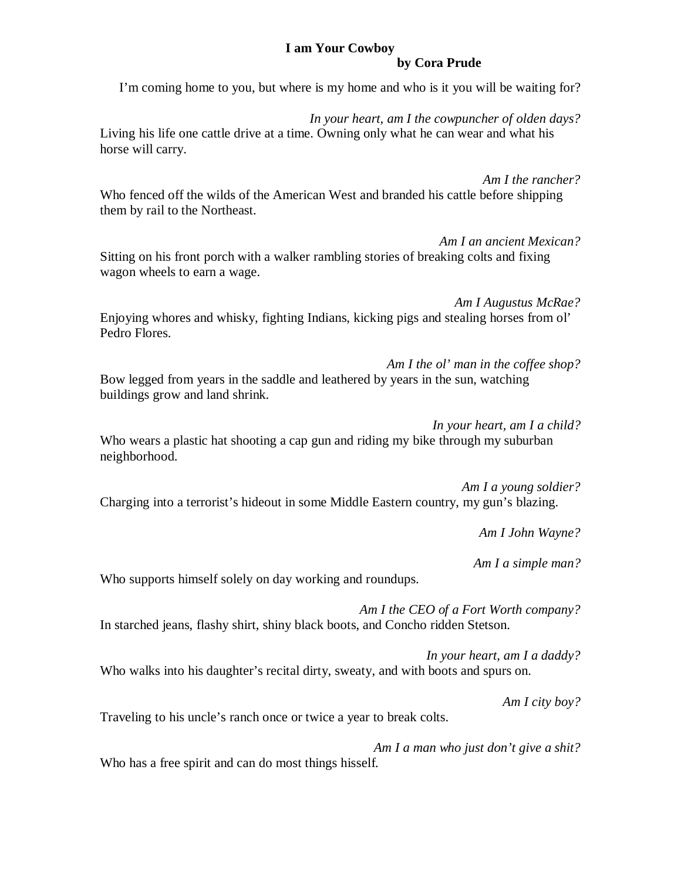# I am Your Cowboy

**by Cora Prude**

I'm coming home to you, but where is my home and who is it you will be waiting for?

*In your heart, am I the cowpuncher of olden days?*

Living his life one cattle drive at a time. Owning only what he can wear and what his horse will carry.

*Am I the rancher?*

Who fenced off the wilds of the American West and branded his cattle before shipping them by rail to the Northeast.

*Am I an ancient Mexican?*

Sitting on his front porch with a walker rambling stories of breaking colts and fixing wagon wheels to earn a wage.

*Am I Augustus McRae?*

Enjoying whores and whisky, fighting Indians, kicking pigs and stealing horses from ol' Pedro Flores.

*Am I the ol' man in the coffee shop?*

Bow legged from years in the saddle and leathered by years in the sun, watching buildings grow and land shrink.

*In your heart, am I a child?*

Who wears a plastic hat shooting a cap gun and riding my bike through my suburban neighborhood.

*Am I a young soldier?*

Charging into a terrorist's hideout in some Middle Eastern country, my gun's blazing.

*Am I John Wayne?*

*Am I a simple man?*

Who supports himself solely on day working and roundups.

*Am I the CEO of a Fort Worth company?*

In starched jeans, flashy shirt, shiny black boots, and Concho ridden Stetson.

*In your heart, am I a daddy?*

Who walks into his daughter's recital dirty, sweaty, and with boots and spurs on.

*Am I city boy?*

Traveling to his uncle's ranch once or twice a year to break colts.

*Am I a man who just don't give a shit?*

Who has a free spirit and can do most things hisself.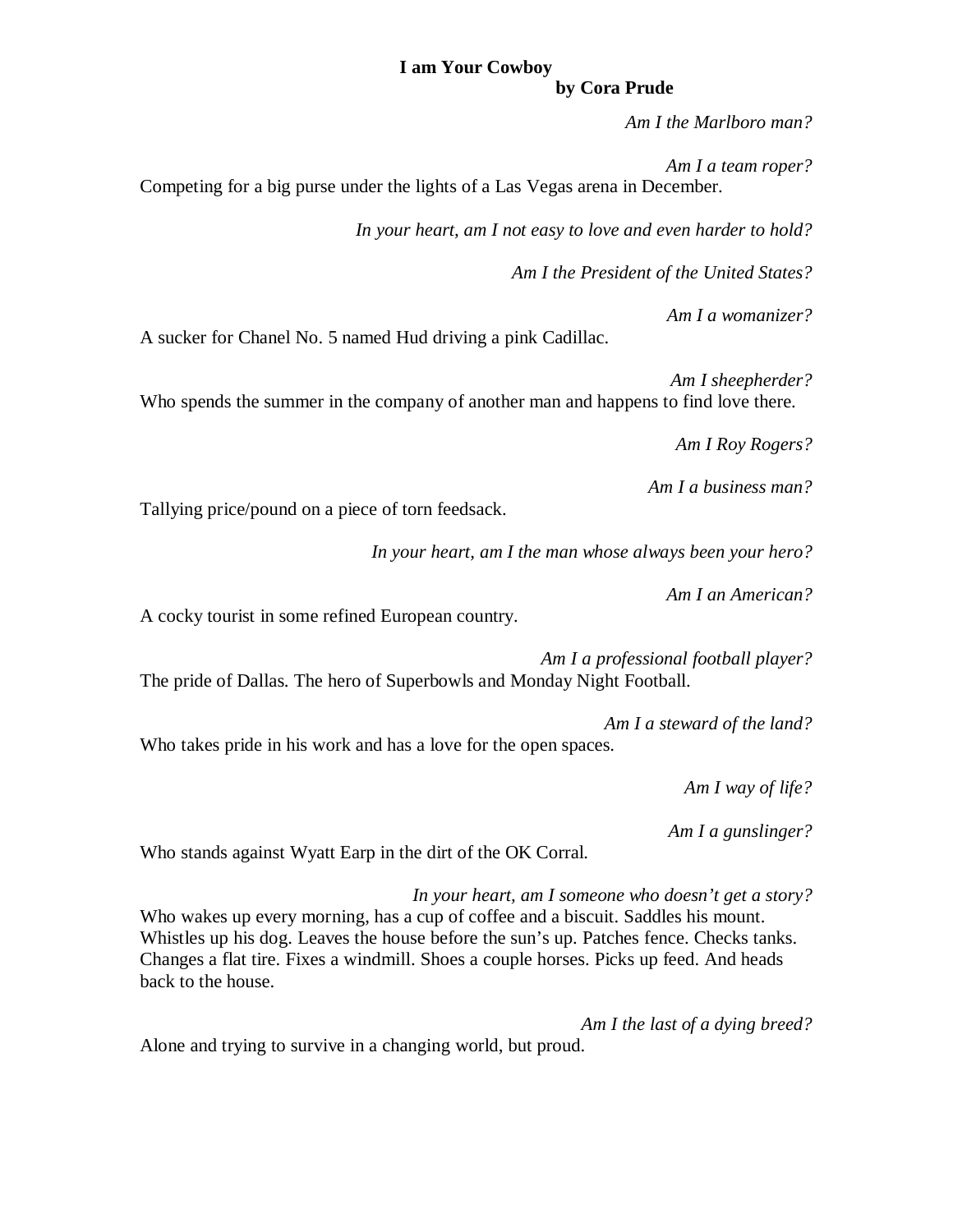**I am Your Cowboy**

**by Cora Prude**

*Am I the Marlboro man?*

*Am I a team roper?*

Competing for a big purse under the lights of a Las Vegas arena in December.

*In your heart, am I not easy to love and even harder to hold?*

*Am I the President of the United States?*

*Am I a womanizer?*

A sucker for Chanel No. 5 named Hud driving a pink Cadillac.

*Am I sheepherder?*

Who spends the summer in the company of another man and happens to find love there.

*Am I Roy Rogers?*

*Am I a business man?*

Tallying price/pound on a piece of torn feedsack.

*In your heart, am I the man whose always been your hero?*

*Am I an American?*

A cocky tourist in some refined European country.

*Am I a professional football player?*

The pride of Dallas. The hero of Superbowls and Monday Night Football.

*Am I a steward of the land?*

Who takes pride in his work and has a love for the open spaces.

*Am I way of life?*

*Am I a gunslinger?*

Who stands against Wyatt Earp in the dirt of the OK Corral.

*In your heart, am I someone who doesn't get a story?*

Who wakes up every morning, has a cup of coffee and a biscuit. Saddles his mount. Whistles up his dog. Leaves the house before the sun's up. Patches fence. Checks tanks. Changes a flat tire. Fixes a windmill. Shoes a couple horses. Picks up feed. And heads back to the house.

*Am I the last of a dying breed?*

Alone and trying to survive in a changing world, but proud.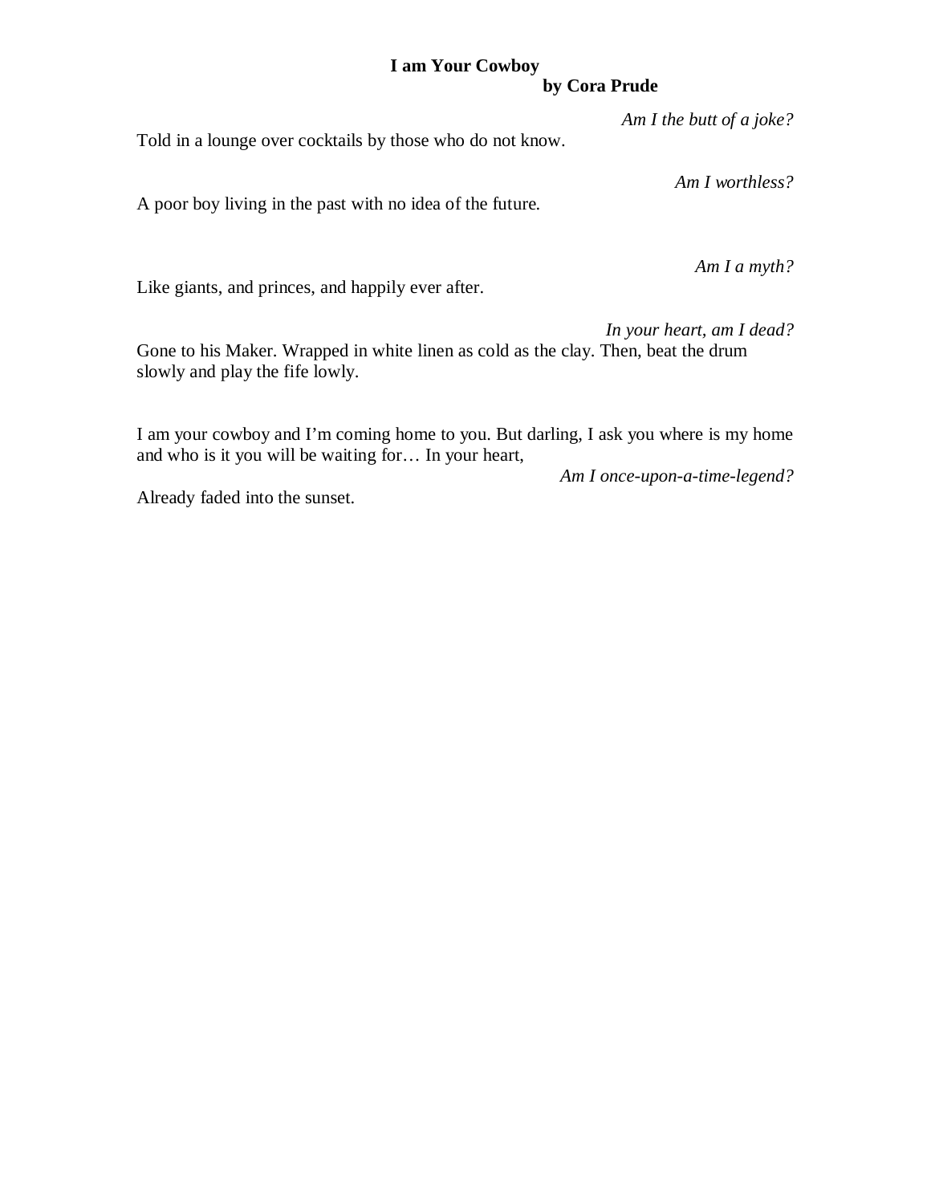**I am Your Cowboy**

**by Cora Prude**

*Am I the butt of a joke?*

Told in a lounge over cocktails by those who do not know.

*Am I worthless?*

A poor boy living in the past with no idea of the future.

*Am I a myth?*

Like giants, and princes, and happily ever after.

*In your heart, am I dead?*

Gone to his Maker. Wrapped in white linen as cold as the clay. Then, beat the drum slowly and play the fife lowly.

I am your cowboy and I'm coming home to you. But darling, I ask you where is my home and who is it you will be waiting for… In your heart,

*Am I once-upon-a-time-legend?*

Already faded into the sunset.